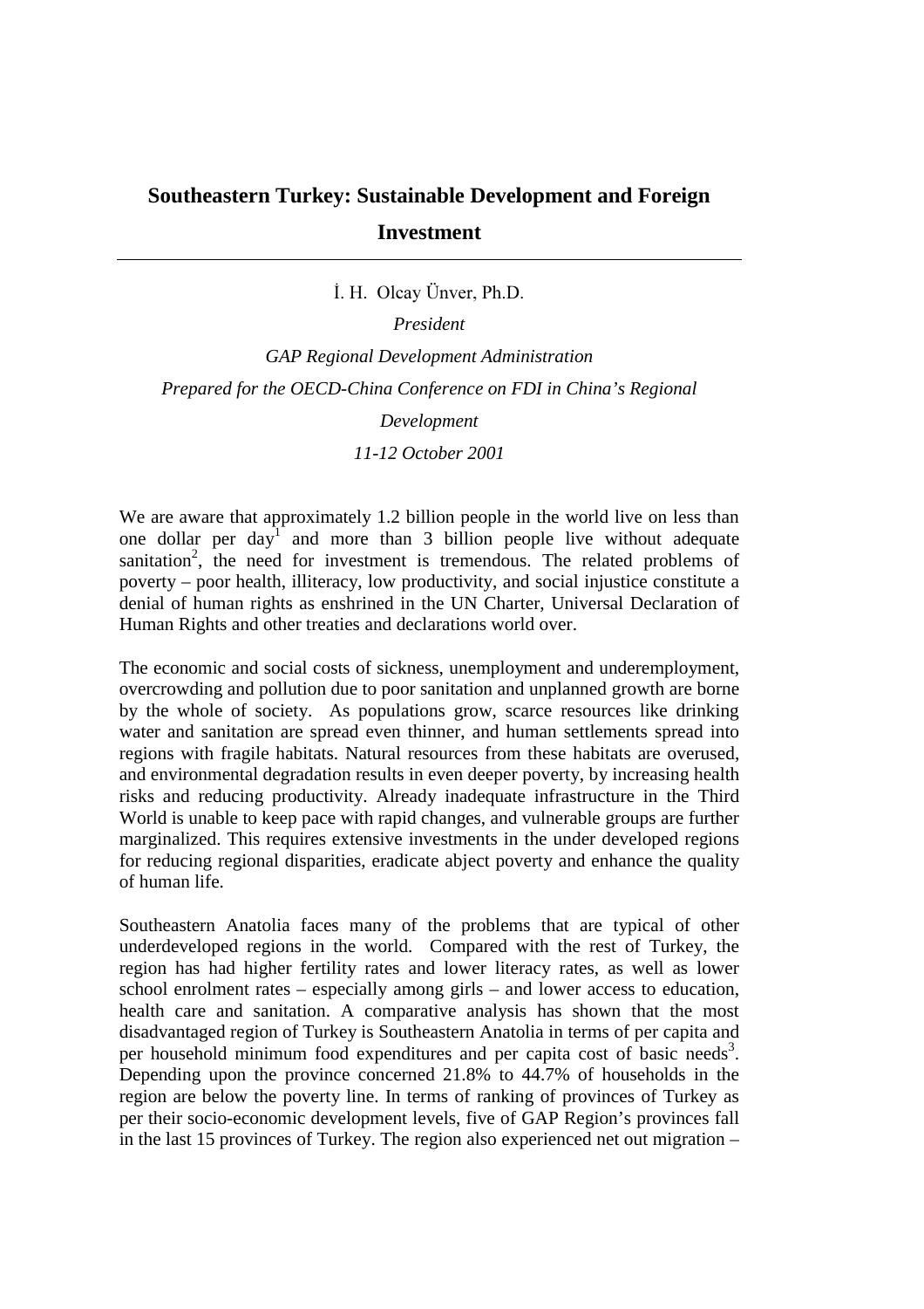# Southeastern Turkey: Sustainable Development and Foreign Investment

İ. H. Olcay Ünver, Ph.D.

*President*

*GAP Regional Development Administration*

*Prepared for the OECD-China Conference on FDI in China's Regional Development*

*11-12 October 2001*

We are aware that approximately 1.2 billion people in the world live on less than one dollar per day[1] and more than 3 billion people live without adequate sanitation[2], the need for investment is tremendous. The related problems of poverty – poor health, illiteracy, low productivity, and social injustice constitute a denial of human rights as enshrined in the UN Charter, Universal Declaration of Human Rights and other treaties and declarations world over.

The economic and social costs of sickness, unemployment and underemployment, overcrowding and pollution due to poor sanitation and unplanned growth are borne by the whole of society. As populations grow, scarce resources like drinking water and sanitation are spread even thinner, and human settlements spread into regions with fragile habitats. Natural resources from these habitats are overused, and environmental degradation results in even deeper poverty, by increasing health risks and reducing productivity. Already inadequate infrastructure in the Third World is unable to keep pace with rapid changes, and vulnerable groups are further marginalized. This requires extensive investments in the under developed regions for reducing regional disparities, eradicate abject poverty and enhance the quality of human life.

Southeastern Anatolia faces many of the problems that are typical of other underdeveloped regions in the world. Compared with the rest of Turkey, the region has had higher fertility rates and lower literacy rates, as well as lower school enrolment rates – especially among girls – and lower access to education, health care and sanitation. A comparative analysis has shown that the most disadvantaged region of Turkey is Southeastern Anatolia in terms of per capita and per household minimum food expenditures and per capita cost of basic needs[3]. Depending upon the province concerned 21.8% to 44.7% of households in the region are below the poverty line. In terms of ranking of provinces of Turkey as per their socio-economic development levels, five of GAP Region's provinces fall in the last 15 provinces of Turkey. The region also experienced net out migration –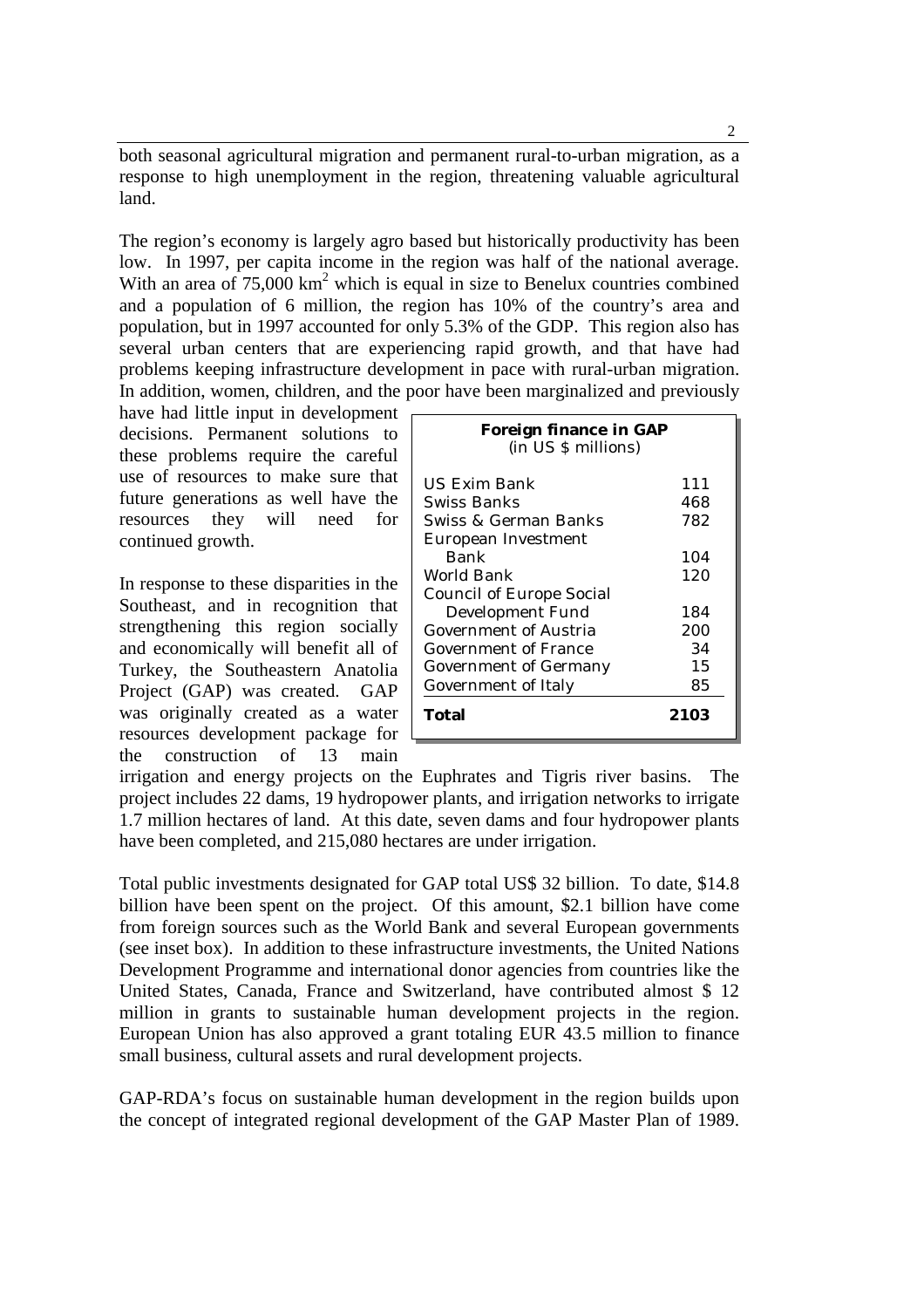both seasonal agricultural migration and permanent rural-to-urban migration, as a response to high unemployment in the region, threatening valuable agricultural land.

The region's economy is largely agro based but historically productivity has been low. In 1997, per capita income in the region was half of the national average. With an area of 75,000 $km^2$ which is equal in size to Benelux countries combined and a population of 6 million, the region has 10% of the country's area and population, but in 1997 accounted for only 5.3% of the GDP. This region also has several urban centers that are experiencing rapid growth, and that have had problems keeping infrastructure development in pace with rural-urban migration. In addition, women, children, and the poor have been marginalized and previously have had little input in development decisions. Permanent solutions to these problems require the careful use of resources to make sure that future generations as well have the resources they will need for continued growth.

In response to these disparities in the Southeast, and in recognition that strengthening this region socially and economically will benefit all of Turkey, the Southeastern Anatolia Project (GAP) was created. GAP was originally created as a water resources development package for the construction of 13 main irrigation and energy projects on the Euphrates and Tigris river basins. The project includes 22 dams, 19 hydropower plants, and irrigation networks to irrigate 1.7 million hectares of land. At this date, seven dams and four hydropower plants have been completed, and 215,080 hectares are under irrigation.

**Foreign finance in GAP**
(in US $ millions)

| Source | Amount |
|---|---|
| US Exim Bank | 111 |
| Swiss Banks | 468 |
| Swiss & German Banks | 782 |
| European Investment Bank | 104 |
| World Bank | 120 |
| Council of Europe Social Development Fund | 184 |
| Government of Austria | 200 |
| Government of France | 34 |
| Government of Germany | 15 |
| Government of Italy | 85 |
| **Total** | **2103** |

Total public investments designated for GAP total US$ 32 billion. To date, $14.8 billion have been spent on the project. Of this amount, $2.1 billion have come from foreign sources such as the World Bank and several European governments (see inset box). In addition to these infrastructure investments, the United Nations Development Programme and international donor agencies from countries like the United States, Canada, France and Switzerland, have contributed almost $ 12 million in grants to sustainable human development projects in the region. European Union has also approved a grant totaling EUR 43.5 million to finance small business, cultural assets and rural development projects.

GAP-RDA's focus on sustainable human development in the region builds upon the concept of integrated regional development of the GAP Master Plan of 1989.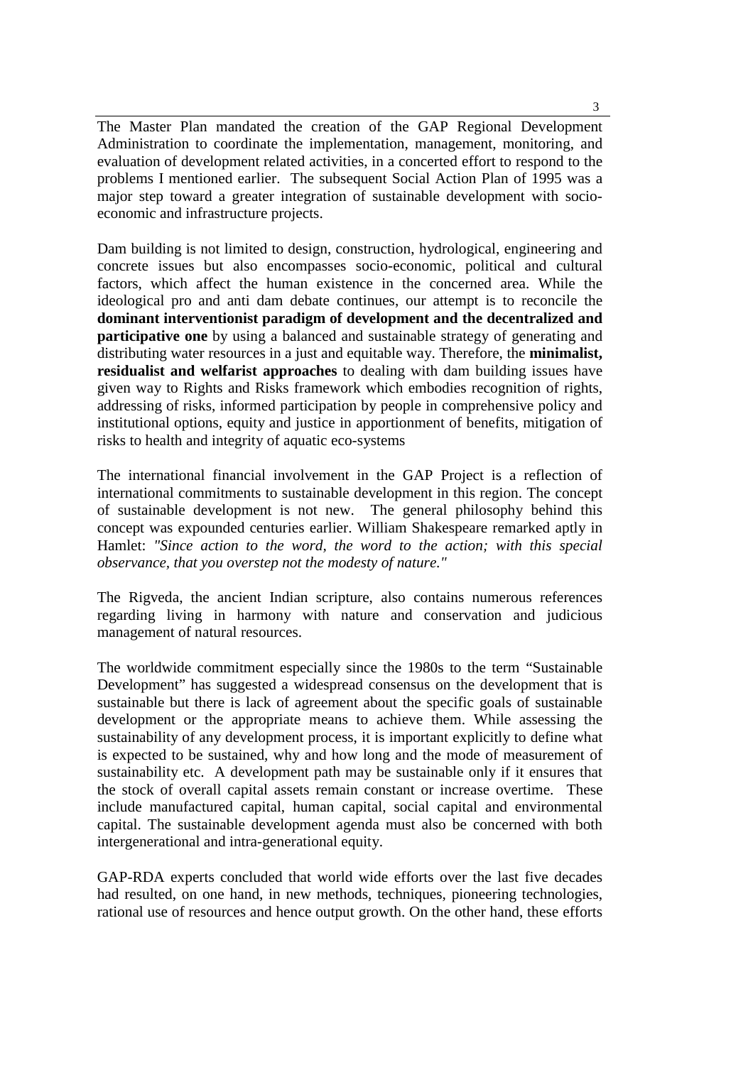The Master Plan mandated the creation of the GAP Regional Development Administration to coordinate the implementation, management, monitoring, and evaluation of development related activities, in a concerted effort to respond to the problems I mentioned earlier. The subsequent Social Action Plan of 1995 was a major step toward a greater integration of sustainable development with socio-economic and infrastructure projects.

Dam building is not limited to design, construction, hydrological, engineering and concrete issues but also encompasses socio-economic, political and cultural factors, which affect the human existence in the concerned area. While the ideological pro and anti dam debate continues, our attempt is to reconcile the **dominant interventionist paradigm of development and the decentralized and participative one** by using a balanced and sustainable strategy of generating and distributing water resources in a just and equitable way. Therefore, the **minimalist, residualist and welfarist approaches** to dealing with dam building issues have given way to Rights and Risks framework which embodies recognition of rights, addressing of risks, informed participation by people in comprehensive policy and institutional options, equity and justice in apportionment of benefits, mitigation of risks to health and integrity of aquatic eco-systems

The international financial involvement in the GAP Project is a reflection of international commitments to sustainable development in this region. The concept of sustainable development is not new. The general philosophy behind this concept was expounded centuries earlier. William Shakespeare remarked aptly in Hamlet: *"Since action to the word, the word to the action; with this special observance, that you overstep not the modesty of nature."*

The Rigveda, the ancient Indian scripture, also contains numerous references regarding living in harmony with nature and conservation and judicious management of natural resources.

The worldwide commitment especially since the 1980s to the term "Sustainable Development" has suggested a widespread consensus on the development that is sustainable but there is lack of agreement about the specific goals of sustainable development or the appropriate means to achieve them. While assessing the sustainability of any development process, it is important explicitly to define what is expected to be sustained, why and how long and the mode of measurement of sustainability etc. A development path may be sustainable only if it ensures that the stock of overall capital assets remain constant or increase overtime. These include manufactured capital, human capital, social capital and environmental capital. The sustainable development agenda must also be concerned with both intergenerational and intra-generational equity.

GAP-RDA experts concluded that world wide efforts over the last five decades had resulted, on one hand, in new methods, techniques, pioneering technologies, rational use of resources and hence output growth. On the other hand, these efforts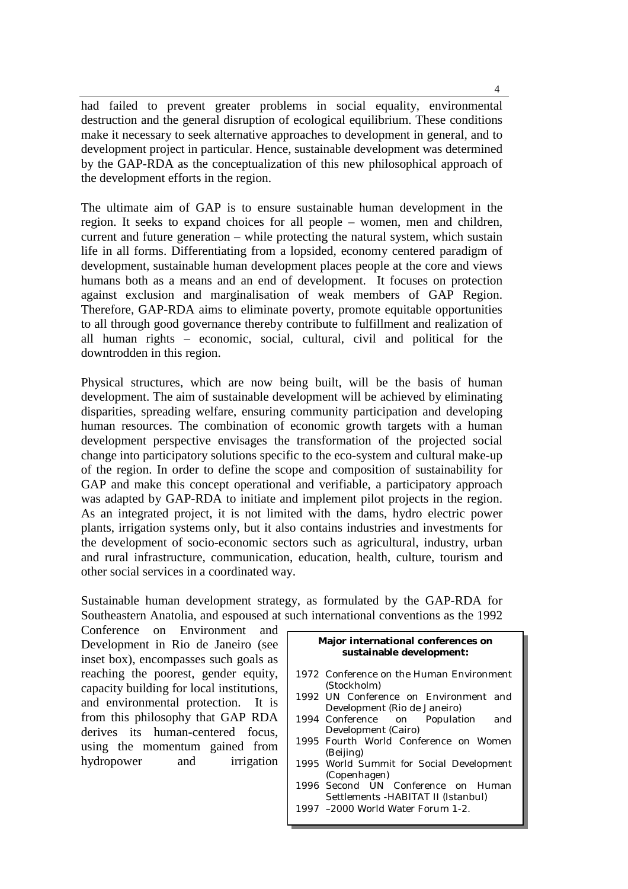had failed to prevent greater problems in social equality, environmental destruction and the general disruption of ecological equilibrium. These conditions make it necessary to seek alternative approaches to development in general, and to development project in particular. Hence, sustainable development was determined by the GAP-RDA as the conceptualization of this new philosophical approach of the development efforts in the region.

The ultimate aim of GAP is to ensure sustainable human development in the region. It seeks to expand choices for all people – women, men and children, current and future generation – while protecting the natural system, which sustain life in all forms. Differentiating from a lopsided, economy centered paradigm of development, sustainable human development places people at the core and views humans both as a means and an end of development. It focuses on protection against exclusion and marginalisation of weak members of GAP Region. Therefore, GAP-RDA aims to eliminate poverty, promote equitable opportunities to all through good governance thereby contribute to fulfillment and realization of all human rights – economic, social, cultural, civil and political for the downtrodden in this region.

Physical structures, which are now being built, will be the basis of human development. The aim of sustainable development will be achieved by eliminating disparities, spreading welfare, ensuring community participation and developing human resources. The combination of economic growth targets with a human development perspective envisages the transformation of the projected social change into participatory solutions specific to the eco-system and cultural make-up of the region. In order to define the scope and composition of sustainability for GAP and make this concept operational and verifiable, a participatory approach was adapted by GAP-RDA to initiate and implement pilot projects in the region. As an integrated project, it is not limited with the dams, hydro electric power plants, irrigation systems only, but it also contains industries and investments for the development of socio-economic sectors such as agricultural, industry, urban and rural infrastructure, communication, education, health, culture, tourism and other social services in a coordinated way.

Sustainable human development strategy, as formulated by the GAP-RDA for Southeastern Anatolia, and espoused at such international conventions as the 1992 Conference on Environment and Development in Rio de Janeiro (see inset box), encompasses such goals as reaching the poorest, gender equity, capacity building for local institutions, and environmental protection. It is from this philosophy that GAP RDA derives its human-centered focus, using the momentum gained from hydropower and irrigation

**Major international conferences on sustainable development:**

- 1972 Conference on the Human Environment (Stockholm)
- 1992 UN Conference on Environment and Development (Rio de Janeiro)
- 1994 Conference on Population and Development (Cairo)
- 1995 Fourth World Conference on Women (Beijing)
- 1995 World Summit for Social Development (Copenhagen)
- 1996 Second UN Conference on Human Settlements -HABITAT II (Istanbul)
- 1997 –2000 World Water Forum 1-2.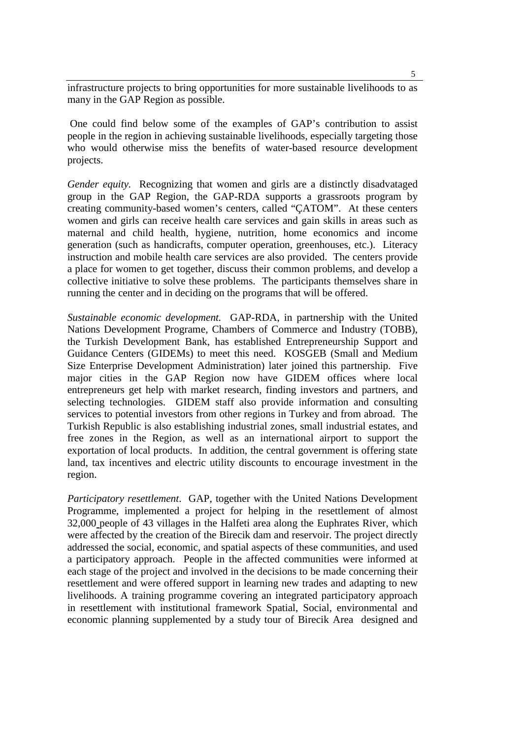infrastructure projects to bring opportunities for more sustainable livelihoods to as many in the GAP Region as possible.

One could find below some of the examples of GAP's contribution to assist people in the region in achieving sustainable livelihoods, especially targeting those who would otherwise miss the benefits of water-based resource development projects.

*Gender equity.* Recognizing that women and girls are a distinctly disadvataged group in the GAP Region, the GAP-RDA supports a grassroots program by creating community-based women's centers, called "ÇATOM". At these centers women and girls can receive health care services and gain skills in areas such as maternal and child health, hygiene, nutrition, home economics and income generation (such as handicrafts, computer operation, greenhouses, etc.). Literacy instruction and mobile health care services are also provided. The centers provide a place for women to get together, discuss their common problems, and develop a collective initiative to solve these problems. The participants themselves share in running the center and in deciding on the programs that will be offered.

*Sustainable economic development.* GAP-RDA, in partnership with the United Nations Development Programe, Chambers of Commerce and Industry (TOBB), the Turkish Development Bank, has established Entrepreneurship Support and Guidance Centers (GIDEMs) to meet this need. KOSGEB (Small and Medium Size Enterprise Development Administration) later joined this partnership. Five major cities in the GAP Region now have GIDEM offices where local entrepreneurs get help with market research, finding investors and partners, and selecting technologies. GIDEM staff also provide information and consulting services to potential investors from other regions in Turkey and from abroad. The Turkish Republic is also establishing industrial zones, small industrial estates, and free zones in the Region, as well as an international airport to support the exportation of local products. In addition, the central government is offering state land, tax incentives and electric utility discounts to encourage investment in the region.

*Participatory resettlement*. GAP, together with the United Nations Development Programme, implemented a project for helping in the resettlement of almost 32,000 people of 43 villages in the Halfeti area along the Euphrates River, which were affected by the creation of the Birecik dam and reservoir. The project directly addressed the social, economic, and spatial aspects of these communities, and used a participatory approach. People in the affected communities were informed at each stage of the project and involved in the decisions to be made concerning their resettlement and were offered support in learning new trades and adapting to new livelihoods. A training programme covering an integrated participatory approach in resettlement with institutional framework Spatial, Social, environmental and economic planning supplemented by a study tour of Birecik Area designed and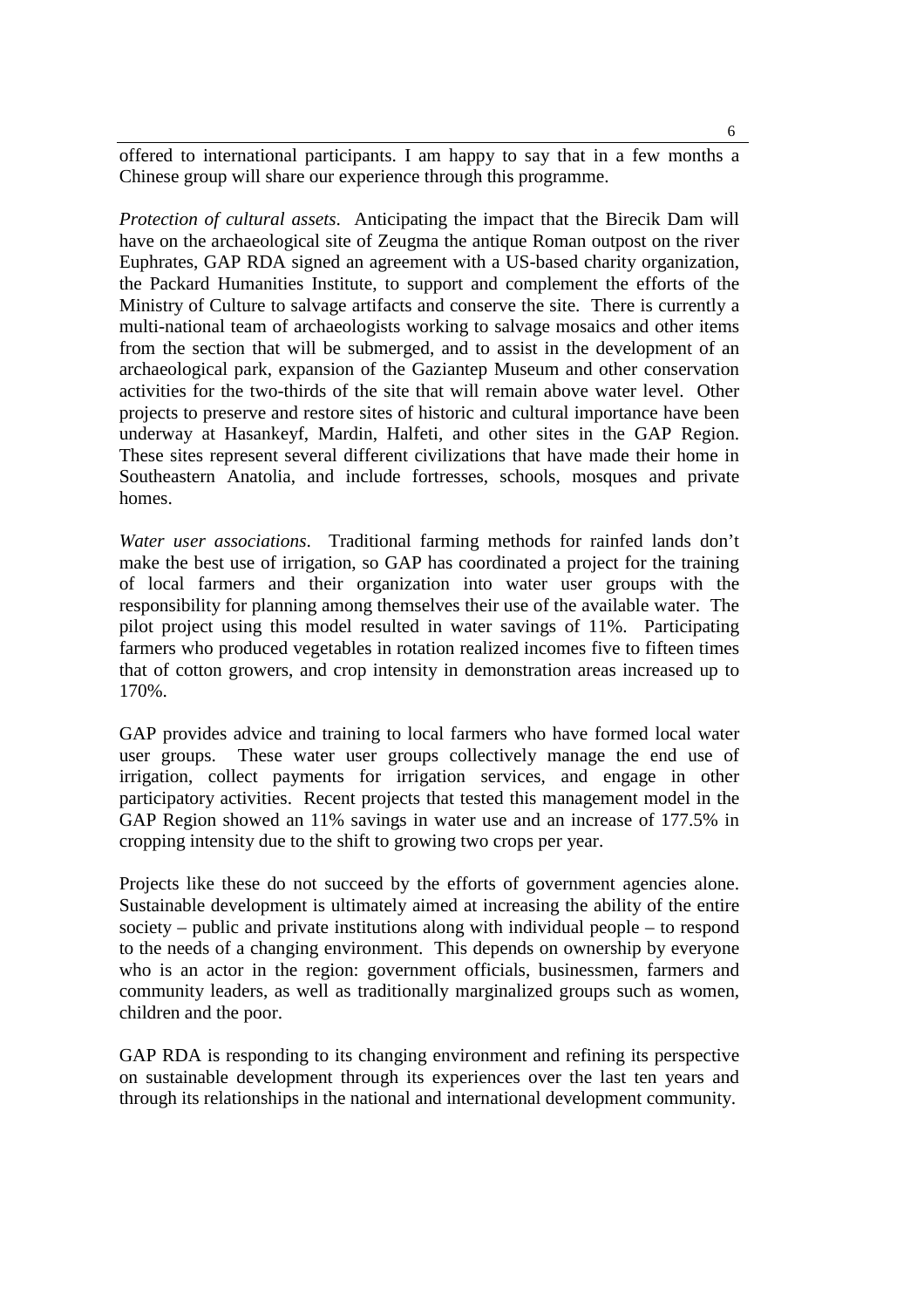offered to international participants. I am happy to say that in a few months a Chinese group will share our experience through this programme.

*Protection of cultural assets*. Anticipating the impact that the Birecik Dam will have on the archaeological site of Zeugma the antique Roman outpost on the river Euphrates, GAP RDA signed an agreement with a US-based charity organization, the Packard Humanities Institute, to support and complement the efforts of the Ministry of Culture to salvage artifacts and conserve the site. There is currently a multi-national team of archaeologists working to salvage mosaics and other items from the section that will be submerged, and to assist in the development of an archaeological park, expansion of the Gaziantep Museum and other conservation activities for the two-thirds of the site that will remain above water level. Other projects to preserve and restore sites of historic and cultural importance have been underway at Hasankeyf, Mardin, Halfeti, and other sites in the GAP Region. These sites represent several different civilizations that have made their home in Southeastern Anatolia, and include fortresses, schools, mosques and private homes.

*Water user associations*. Traditional farming methods for rainfed lands don't make the best use of irrigation, so GAP has coordinated a project for the training of local farmers and their organization into water user groups with the responsibility for planning among themselves their use of the available water. The pilot project using this model resulted in water savings of 11%. Participating farmers who produced vegetables in rotation realized incomes five to fifteen times that of cotton growers, and crop intensity in demonstration areas increased up to 170%.

GAP provides advice and training to local farmers who have formed local water user groups. These water user groups collectively manage the end use of irrigation, collect payments for irrigation services, and engage in other participatory activities. Recent projects that tested this management model in the GAP Region showed an 11% savings in water use and an increase of 177.5% in cropping intensity due to the shift to growing two crops per year.

Projects like these do not succeed by the efforts of government agencies alone. Sustainable development is ultimately aimed at increasing the ability of the entire society – public and private institutions along with individual people – to respond to the needs of a changing environment. This depends on ownership by everyone who is an actor in the region: government officials, businessmen, farmers and community leaders, as well as traditionally marginalized groups such as women, children and the poor.

GAP RDA is responding to its changing environment and refining its perspective on sustainable development through its experiences over the last ten years and through its relationships in the national and international development community.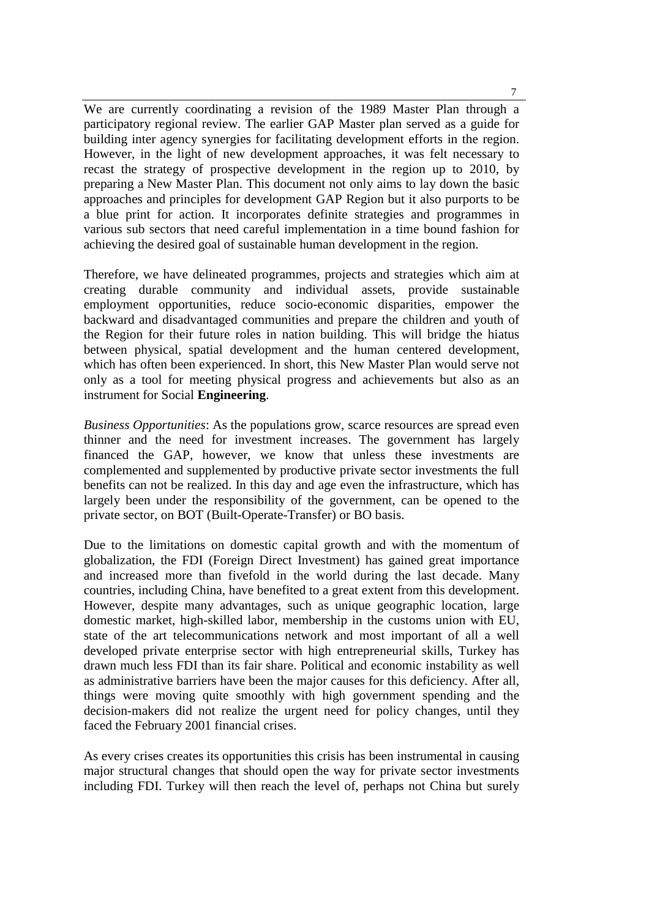We are currently coordinating a revision of the 1989 Master Plan through a participatory regional review. The earlier GAP Master plan served as a guide for building inter agency synergies for facilitating development efforts in the region. However, in the light of new development approaches, it was felt necessary to recast the strategy of prospective development in the region up to 2010, by preparing a New Master Plan. This document not only aims to lay down the basic approaches and principles for development GAP Region but it also purports to be a blue print for action. It incorporates definite strategies and programmes in various sub sectors that need careful implementation in a time bound fashion for achieving the desired goal of sustainable human development in the region.

Therefore, we have delineated programmes, projects and strategies which aim at creating durable community and individual assets, provide sustainable employment opportunities, reduce socio-economic disparities, empower the backward and disadvantaged communities and prepare the children and youth of the Region for their future roles in nation building. This will bridge the hiatus between physical, spatial development and the human centered development, which has often been experienced. In short, this New Master Plan would serve not only as a tool for meeting physical progress and achievements but also as an instrument for Social **Engineering**.

*Business Opportunities*: As the populations grow, scarce resources are spread even thinner and the need for investment increases. The government has largely financed the GAP, however, we know that unless these investments are complemented and supplemented by productive private sector investments the full benefits can not be realized. In this day and age even the infrastructure, which has largely been under the responsibility of the government, can be opened to the private sector, on BOT (Built-Operate-Transfer) or BO basis.

Due to the limitations on domestic capital growth and with the momentum of globalization, the FDI (Foreign Direct Investment) has gained great importance and increased more than fivefold in the world during the last decade. Many countries, including China, have benefited to a great extent from this development. However, despite many advantages, such as unique geographic location, large domestic market, high-skilled labor, membership in the customs union with EU, state of the art telecommunications network and most important of all a well developed private enterprise sector with high entrepreneurial skills, Turkey has drawn much less FDI than its fair share. Political and economic instability as well as administrative barriers have been the major causes for this deficiency. After all, things were moving quite smoothly with high government spending and the decision-makers did not realize the urgent need for policy changes, until they faced the February 2001 financial crises.

As every crises creates its opportunities this crisis has been instrumental in causing major structural changes that should open the way for private sector investments including FDI. Turkey will then reach the level of, perhaps not China but surely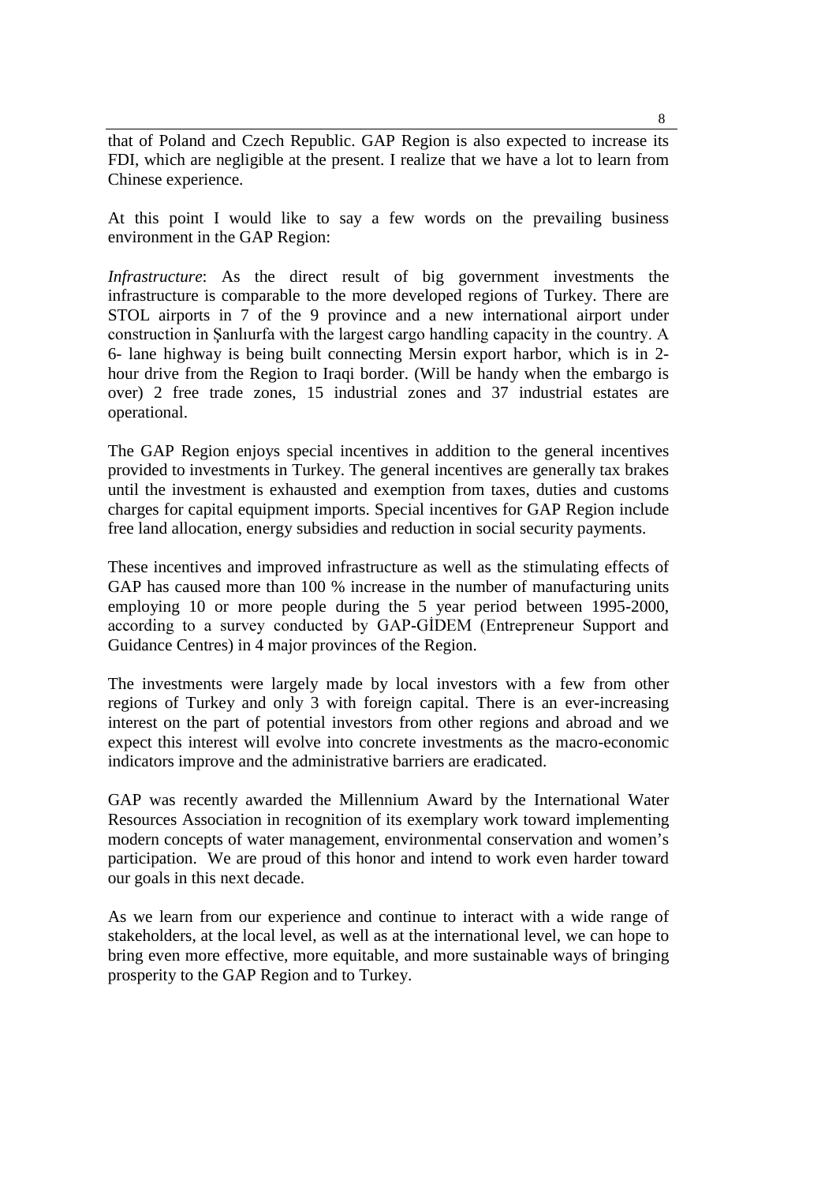that of Poland and Czech Republic. GAP Region is also expected to increase its FDI, which are negligible at the present. I realize that we have a lot to learn from Chinese experience.

At this point I would like to say a few words on the prevailing business environment in the GAP Region:

*Infrastructure*: As the direct result of big government investments the infrastructure is comparable to the more developed regions of Turkey. There are STOL airports in 7 of the 9 province and a new international airport under construction in Şanlıurfa with the largest cargo handling capacity in the country. A 6- lane highway is being built connecting Mersin export harbor, which is in 2-hour drive from the Region to Iraqi border. (Will be handy when the embargo is over) 2 free trade zones, 15 industrial zones and 37 industrial estates are operational.

The GAP Region enjoys special incentives in addition to the general incentives provided to investments in Turkey. The general incentives are generally tax brakes until the investment is exhausted and exemption from taxes, duties and customs charges for capital equipment imports. Special incentives for GAP Region include free land allocation, energy subsidies and reduction in social security payments.

These incentives and improved infrastructure as well as the stimulating effects of GAP has caused more than 100 % increase in the number of manufacturing units employing 10 or more people during the 5 year period between 1995-2000, according to a survey conducted by GAP-GİDEM (Entrepreneur Support and Guidance Centres) in 4 major provinces of the Region.

The investments were largely made by local investors with a few from other regions of Turkey and only 3 with foreign capital. There is an ever-increasing interest on the part of potential investors from other regions and abroad and we expect this interest will evolve into concrete investments as the macro-economic indicators improve and the administrative barriers are eradicated.

GAP was recently awarded the Millennium Award by the International Water Resources Association in recognition of its exemplary work toward implementing modern concepts of water management, environmental conservation and women's participation. We are proud of this honor and intend to work even harder toward our goals in this next decade.

As we learn from our experience and continue to interact with a wide range of stakeholders, at the local level, as well as at the international level, we can hope to bring even more effective, more equitable, and more sustainable ways of bringing prosperity to the GAP Region and to Turkey.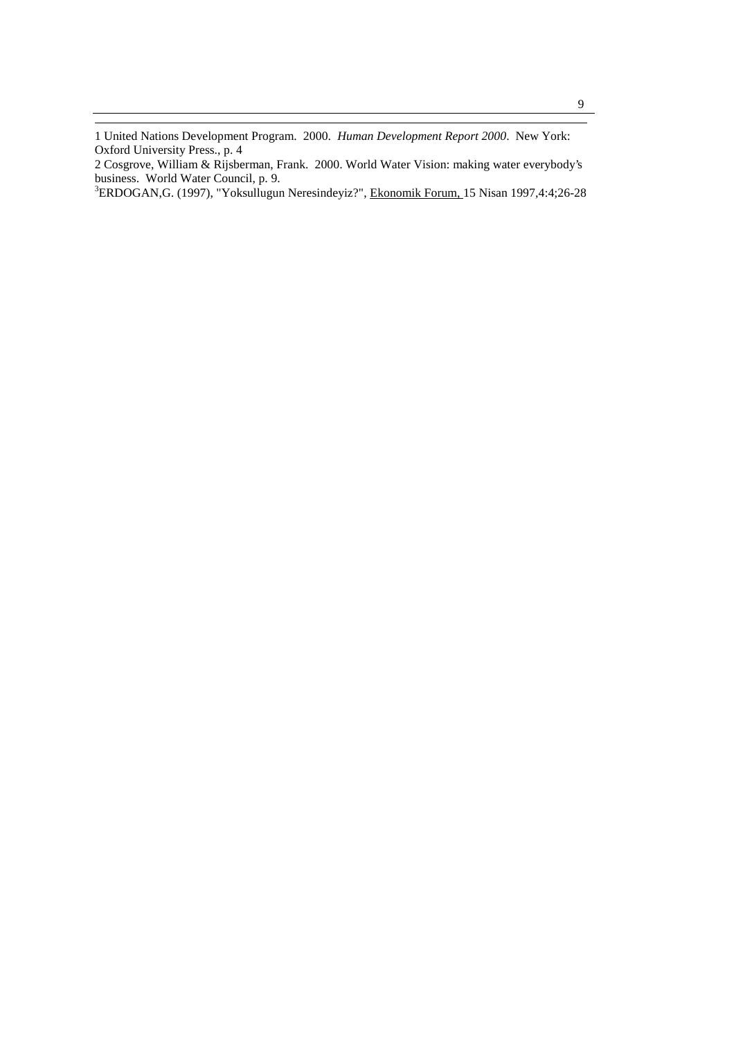1 United Nations Development Program. 2000. *Human Development Report 2000*. New York: Oxford University Press., p. 4

2 Cosgrove, William & Rijsberman, Frank. 2000. World Water Vision: making water everybody's business. World Water Council, p. 9.

[3]ERDOGAN,G. (1997), "Yoksullugun Neresindeyiz?", Ekonomik Forum, 15 Nisan 1997,4:4;26-28